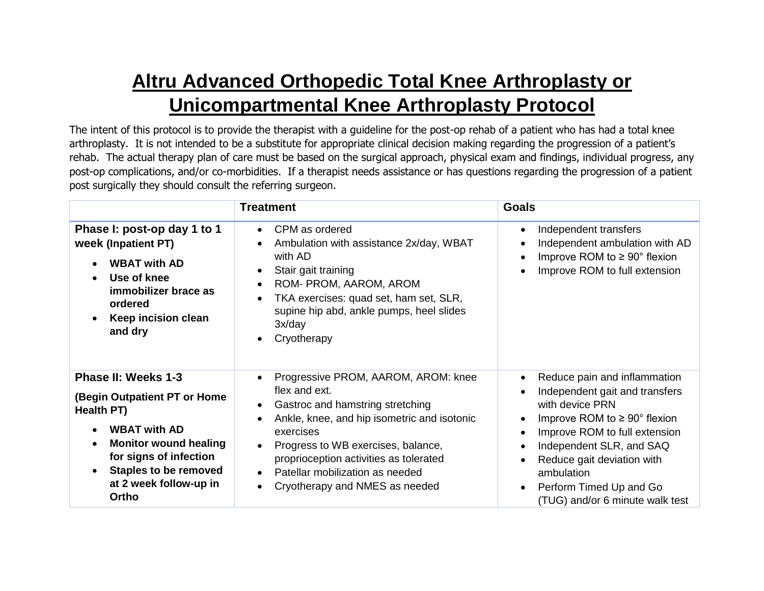# Altru Advanced Orthopedic Total Knee Arthroplasty or Unicompartmental Knee Arthroplasty Protocol

The intent of this protocol is to provide the therapist with a guideline for the post-op rehab of a patient who has had a total knee arthroplasty. It is not intended to be a substitute for appropriate clinical decision making regarding the progression of a patient's rehab. The actual therapy plan of care must be based on the surgical approach, physical exam and findings, individual progress, any post-op complications, and/or co-morbidities. If a therapist needs assistance or has questions regarding the progression of a patient post surgically they should consult the referring surgeon.

| | Treatment | Goals |
|---|---|---|
| **Phase I: post-op day 1 to 1 week (Inpatient PT)**<br>• **WBAT with AD**<br>• **Use of knee immobilizer brace as ordered**<br>• **Keep incision clean and dry** | • CPM as ordered<br>• Ambulation with assistance 2x/day, WBAT with AD<br>• Stair gait training<br>• ROM- PROM, AAROM, AROM<br>• TKA exercises: quad set, ham set, SLR, supine hip abd, ankle pumps, heel slides 3x/day<br>• Cryotherapy | • Independent transfers<br>• Independent ambulation with AD<br>• Improve ROM to ≥ 90° flexion<br>• Improve ROM to full extension |
| **Phase II: Weeks 1-3**<br>**(Begin Outpatient PT or Home Health PT)**<br>• **WBAT with AD**<br>• **Monitor wound healing for signs of infection**<br>• **Staples to be removed at 2 week follow-up in Ortho** | • Progressive PROM, AAROM, AROM: knee flex and ext.<br>• Gastroc and hamstring stretching<br>• Ankle, knee, and hip isometric and isotonic exercises<br>• Progress to WB exercises, balance, proprioception activities as tolerated<br>• Patellar mobilization as needed<br>• Cryotherapy and NMES as needed | • Reduce pain and inflammation<br>• Independent gait and transfers with device PRN<br>• Improve ROM to ≥ 90° flexion<br>• Improve ROM to full extension<br>• Independent SLR, and SAQ<br>• Reduce gait deviation with ambulation<br>• Perform Timed Up and Go (TUG) and/or 6 minute walk test |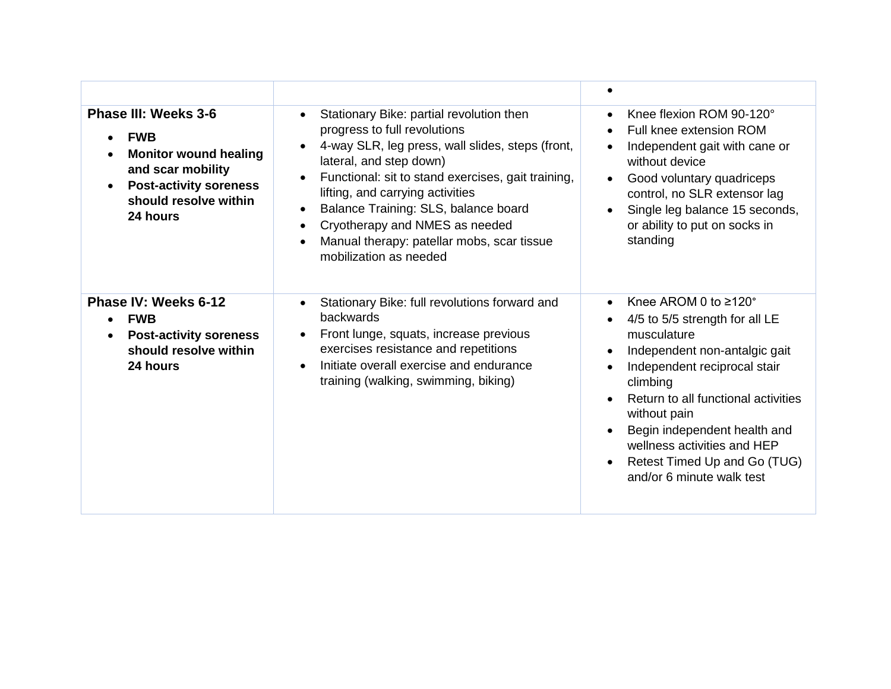| | | |
|---|---|---|
| | | • |
| **Phase III: Weeks 3-6**<br>• **FWB**<br>• **Monitor wound healing and scar mobility**<br>• **Post-activity soreness should resolve within 24 hours** | • Stationary Bike: partial revolution then progress to full revolutions<br>• 4-way SLR, leg press, wall slides, steps (front, lateral, and step down)<br>• Functional: sit to stand exercises, gait training, lifting, and carrying activities<br>• Balance Training: SLS, balance board<br>• Cryotherapy and NMES as needed<br>• Manual therapy: patellar mobs, scar tissue mobilization as needed | • Knee flexion ROM 90-120°<br>• Full knee extension ROM<br>• Independent gait with cane or without device<br>• Good voluntary quadriceps control, no SLR extensor lag<br>• Single leg balance 15 seconds, or ability to put on socks in standing |
| **Phase IV: Weeks 6-12**<br>• **FWB**<br>• **Post-activity soreness should resolve within 24 hours** | • Stationary Bike: full revolutions forward and backwards<br>• Front lunge, squats, increase previous exercises resistance and repetitions<br>• Initiate overall exercise and endurance training (walking, swimming, biking) | • Knee AROM 0 to ≥120°<br>• 4/5 to 5/5 strength for all LE musculature<br>• Independent non-antalgic gait<br>• Independent reciprocal stair climbing<br>• Return to all functional activities without pain<br>• Begin independent health and wellness activities and HEP<br>• Retest Timed Up and Go (TUG) and/or 6 minute walk test |